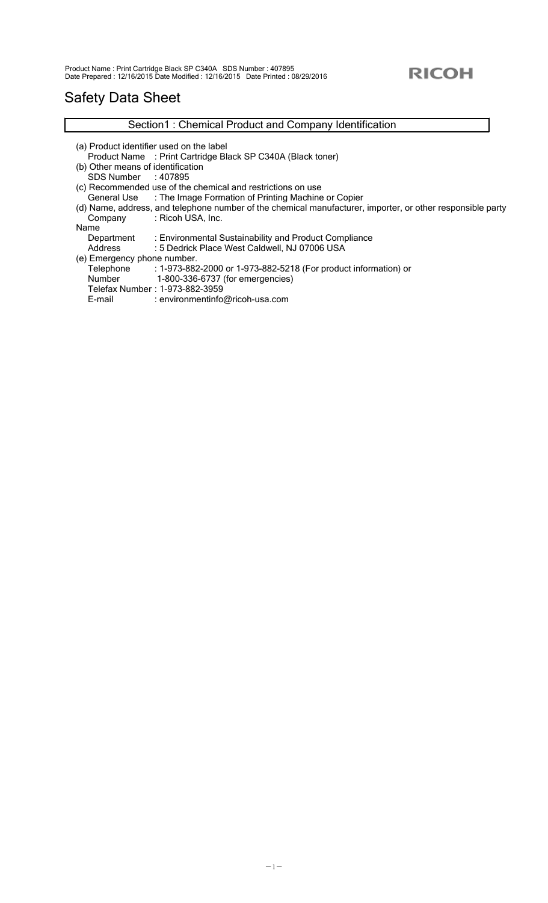# Safety Data Sheet

## Section1 : Chemical Product and Company Identification

(a) Product identifier used on the label
    Product Name : Print Cartridge Black SP C340A (Black toner)
(b) Other means of identification
    SDS Number : 407895
(c) Recommended use of the chemical and restrictions on use
    General Use : The Image Formation of Printing Machine or Copier
(d) Name, address, and telephone number of the chemical manufacturer, importer, or other responsible party
    Company Name : Ricoh USA, Inc.
    Department : Environmental Sustainability and Product Compliance
    Address : 5 Dedrick Place West Caldwell, NJ 07006 USA
(e) Emergency phone number.
    Telephone Number : 1-973-882-2000 or 1-973-882-5218 (For product information) or 1-800-336-6737 (for emergencies)
    Telefax Number : 1-973-882-3959
    E-mail : environmentinfo@ricoh-usa.com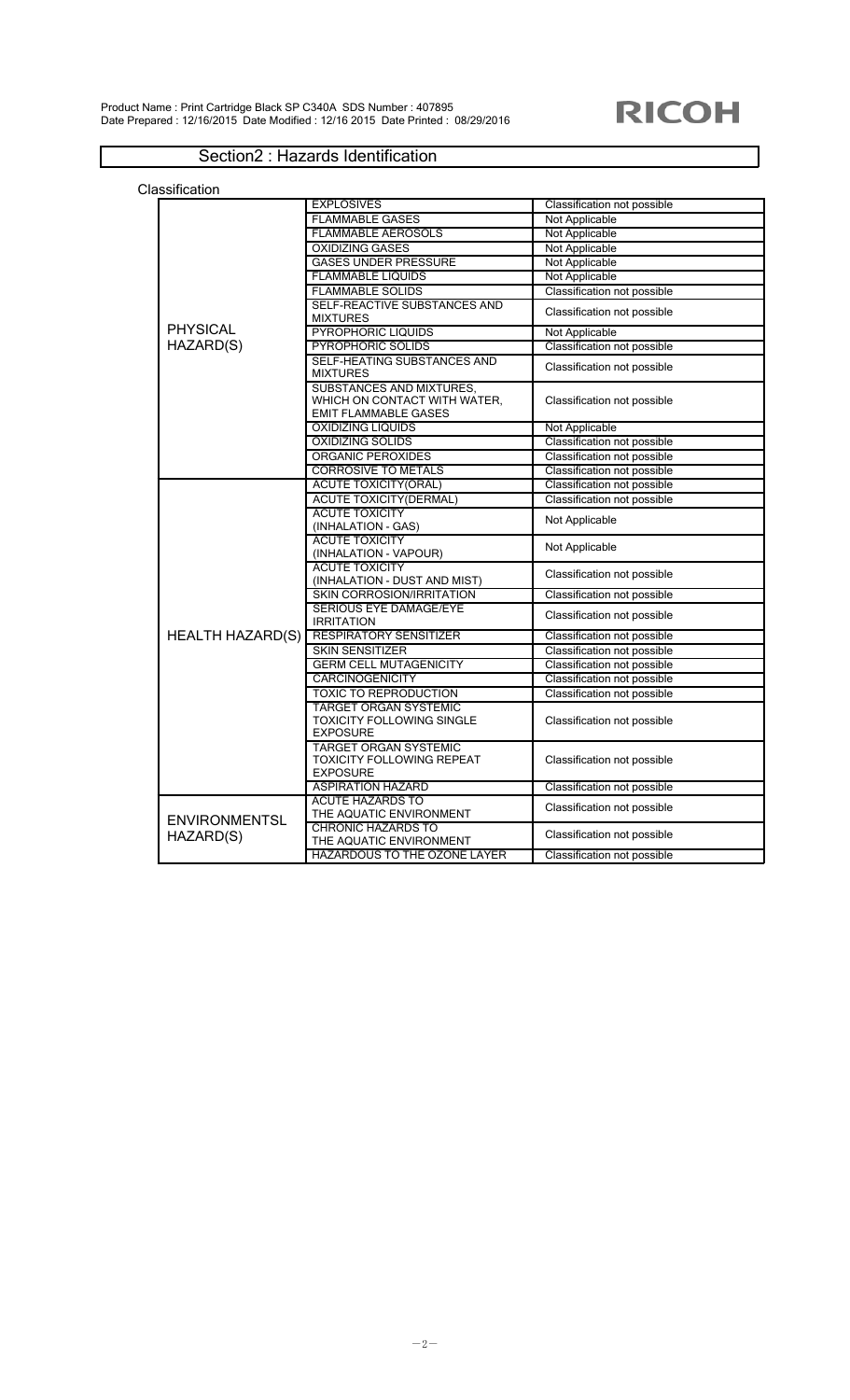## Section2 : Hazards Identification

### Classification

| | | |
|---|---|---|
| PHYSICAL HAZARD(S) | EXPLOSIVES | Classification not possible |
| | FLAMMABLE GASES | Not Applicable |
| | FLAMMABLE AEROSOLS | Not Applicable |
| | OXIDIZING GASES | Not Applicable |
| | GASES UNDER PRESSURE | Not Applicable |
| | FLAMMABLE LIQUIDS | Not Applicable |
| | FLAMMABLE SOLIDS | Classification not possible |
| | SELF-REACTIVE SUBSTANCES AND MIXTURES | Classification not possible |
| | PYROPHORIC LIQUIDS | Not Applicable |
| | PYROPHORIC SOLIDS | Classification not possible |
| | SELF-HEATING SUBSTANCES AND MIXTURES | Classification not possible |
| | SUBSTANCES AND MIXTURES, WHICH ON CONTACT WITH WATER, EMIT FLAMMABLE GASES | Classification not possible |
| | OXIDIZING LIQUIDS | Not Applicable |
| | OXIDIZING SOLIDS | Classification not possible |
| | ORGANIC PEROXIDES | Classification not possible |
| | CORROSIVE TO METALS | Classification not possible |
| HEALTH HAZARD(S) | ACUTE TOXICITY(ORAL) | Classification not possible |
| | ACUTE TOXICITY(DERMAL) | Classification not possible |
| | ACUTE TOXICITY (INHALATION - GAS) | Not Applicable |
| | ACUTE TOXICITY (INHALATION - VAPOUR) | Not Applicable |
| | ACUTE TOXICITY (INHALATION - DUST AND MIST) | Classification not possible |
| | SKIN CORROSION/IRRITATION | Classification not possible |
| | SERIOUS EYE DAMAGE/EYE IRRITATION | Classification not possible |
| | RESPIRATORY SENSITIZER | Classification not possible |
| | SKIN SENSITIZER | Classification not possible |
| | GERM CELL MUTAGENICITY | Classification not possible |
| | CARCINOGENICITY | Classification not possible |
| | TOXIC TO REPRODUCTION | Classification not possible |
| | TARGET ORGAN SYSTEMIC TOXICITY FOLLOWING SINGLE EXPOSURE | Classification not possible |
| | TARGET ORGAN SYSTEMIC TOXICITY FOLLOWING REPEAT EXPOSURE | Classification not possible |
| | ASPIRATION HAZARD | Classification not possible |
| ENVIRONMENTSL HAZARD(S) | ACUTE HAZARDS TO THE AQUATIC ENVIRONMENT | Classification not possible |
| | CHRONIC HAZARDS TO THE AQUATIC ENVIRONMENT | Classification not possible |
| | HAZARDOUS TO THE OZONE LAYER | Classification not possible |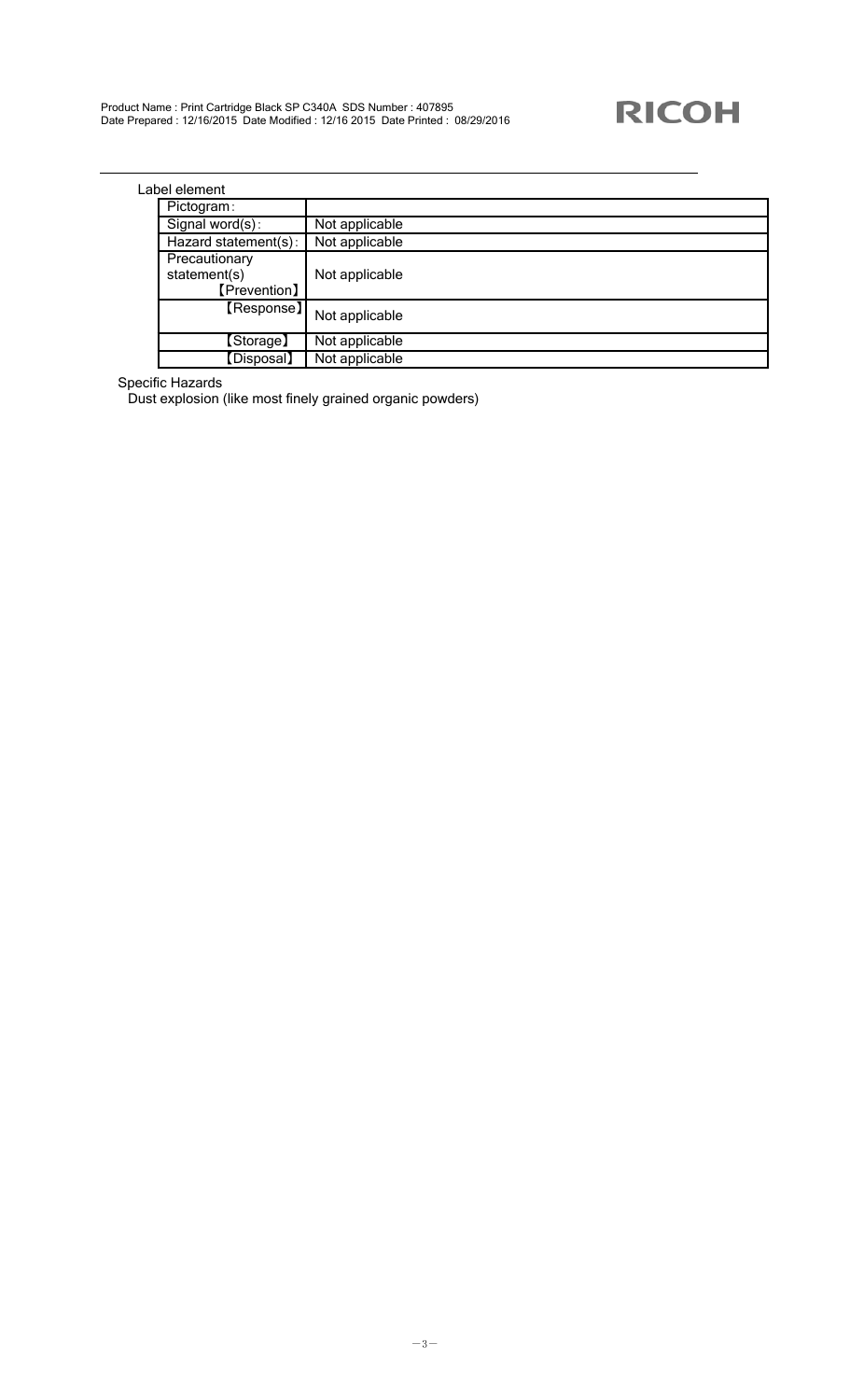Label element

| Pictogram : | |
|---|---|
| Signal word(s) : | Not applicable |
| Hazard statement(s) : | Not applicable |
| Precautionary statement(s) 【Prevention】 | Not applicable |
| 【Response】 | Not applicable |
| 【Storage】 | Not applicable |
| 【Disposal】 | Not applicable |

Specific Hazards

Dust explosion (like most finely grained organic powders)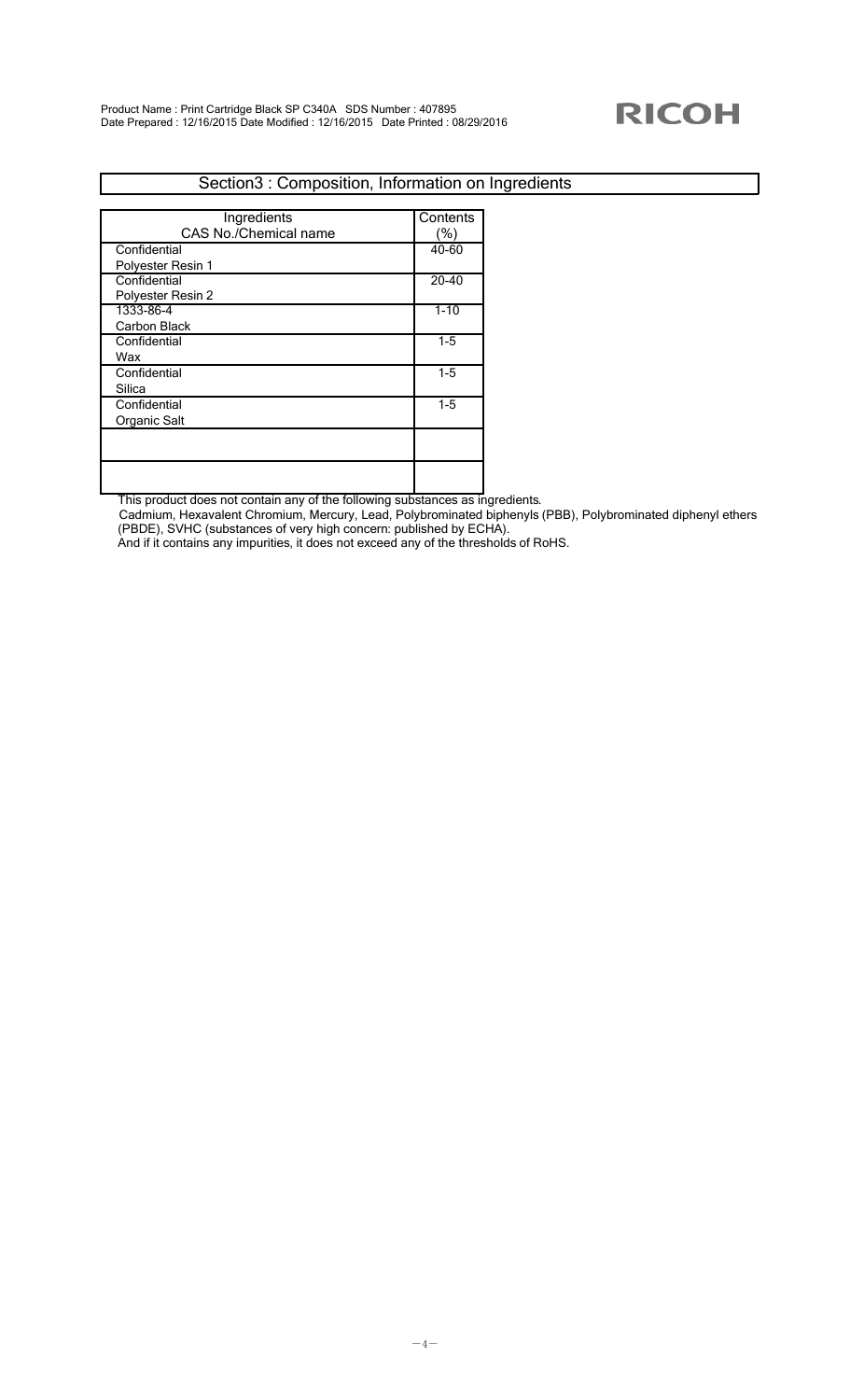## Section3 : Composition, Information on Ingredients

| Ingredients<br>CAS No./Chemical name | Contents (%) |
|---|---|
| Confidential<br>Polyester Resin 1 | 40-60 |
| Confidential<br>Polyester Resin 2 | 20-40 |
| 1333-86-4<br>Carbon Black | 1-10 |
| Confidential<br>Wax | 1-5 |
| Confidential<br>Silica | 1-5 |
| Confidential<br>Organic Salt | 1-5 |
| | |
| | |

This product does not contain any of the following substances as ingredients.
Cadmium, Hexavalent Chromium, Mercury, Lead, Polybrominated biphenyls (PBB), Polybrominated diphenyl ethers (PBDE), SVHC (substances of very high concern: published by ECHA).
And if it contains any impurities, it does not exceed any of the thresholds of RoHS.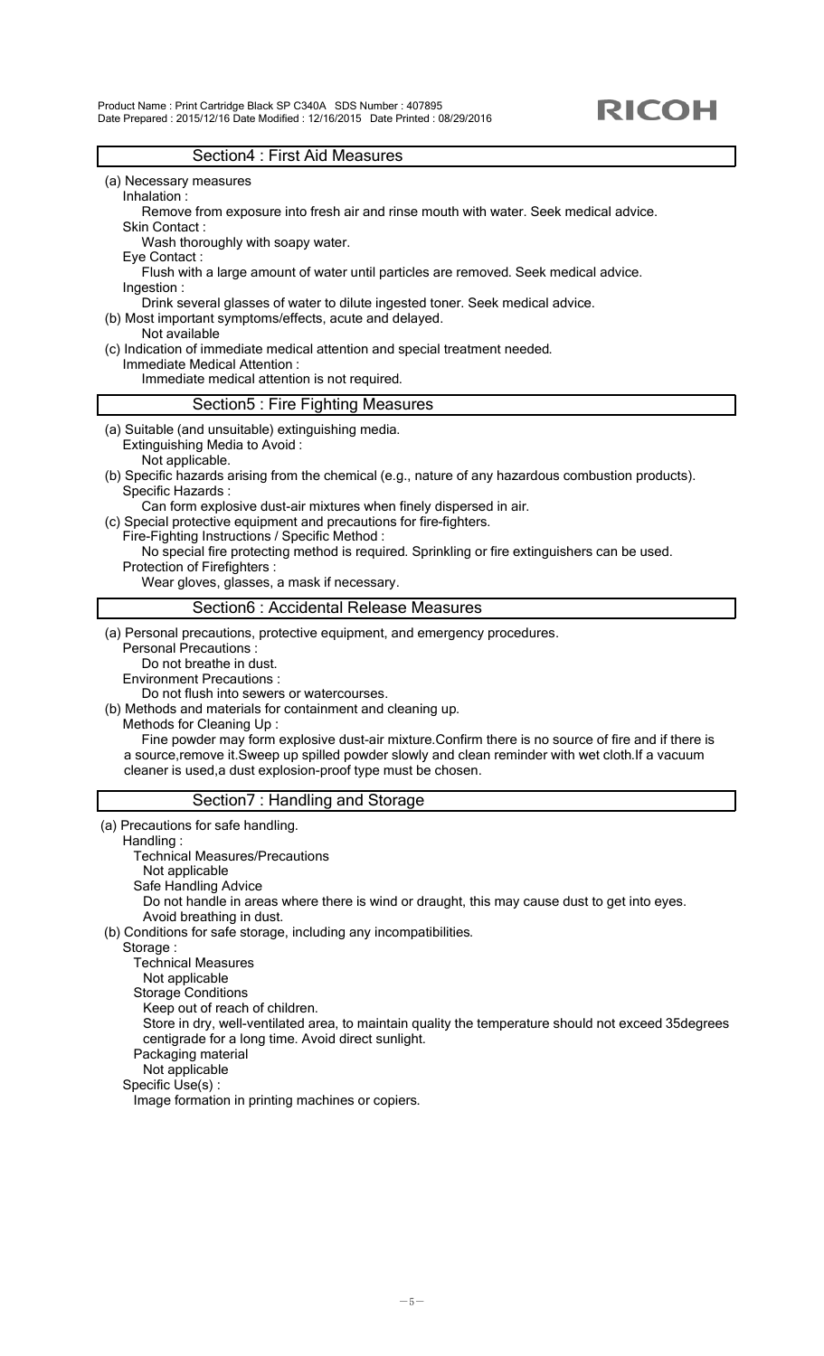## Section4 : First Aid Measures

(a) Necessary measures

Inhalation :

Remove from exposure into fresh air and rinse mouth with water. Seek medical advice.

Skin Contact :

Wash thoroughly with soapy water.

Eye Contact :

Flush with a large amount of water until particles are removed. Seek medical advice.

Ingestion :

Drink several glasses of water to dilute ingested toner. Seek medical advice.

(b) Most important symptoms/effects, acute and delayed.

Not available

(c) Indication of immediate medical attention and special treatment needed.

Immediate Medical Attention :

Immediate medical attention is not required.

## Section5 : Fire Fighting Measures

(a) Suitable (and unsuitable) extinguishing media.

Extinguishing Media to Avoid :

Not applicable.

(b) Specific hazards arising from the chemical (e.g., nature of any hazardous combustion products).

Specific Hazards :

Can form explosive dust-air mixtures when finely dispersed in air.

(c) Special protective equipment and precautions for fire-fighters.

Fire-Fighting Instructions / Specific Method :

No special fire protecting method is required. Sprinkling or fire extinguishers can be used.

Protection of Firefighters :

Wear gloves, glasses, a mask if necessary.

## Section6 : Accidental Release Measures

(a) Personal precautions, protective equipment, and emergency procedures.

Personal Precautions :

Do not breathe in dust.

Environment Precautions :

Do not flush into sewers or watercourses.

(b) Methods and materials for containment and cleaning up.

Methods for Cleaning Up :

Fine powder may form explosive dust-air mixture.Confirm there is no source of fire and if there is a source,remove it.Sweep up spilled powder slowly and clean reminder with wet cloth.If a vacuum cleaner is used,a dust explosion-proof type must be chosen.

## Section7 : Handling and Storage

(a) Precautions for safe handling.

Handling :

Technical Measures/Precautions

Not applicable

Safe Handling Advice

Do not handle in areas where there is wind or draught, this may cause dust to get into eyes.

Avoid breathing in dust.

(b) Conditions for safe storage, including any incompatibilities.

Storage :

Technical Measures

Not applicable

Storage Conditions

Keep out of reach of children.

Store in dry, well-ventilated area, to maintain quality the temperature should not exceed 35degrees centigrade for a long time. Avoid direct sunlight.

Packaging material

Not applicable

Specific Use(s) :

Image formation in printing machines or copiers.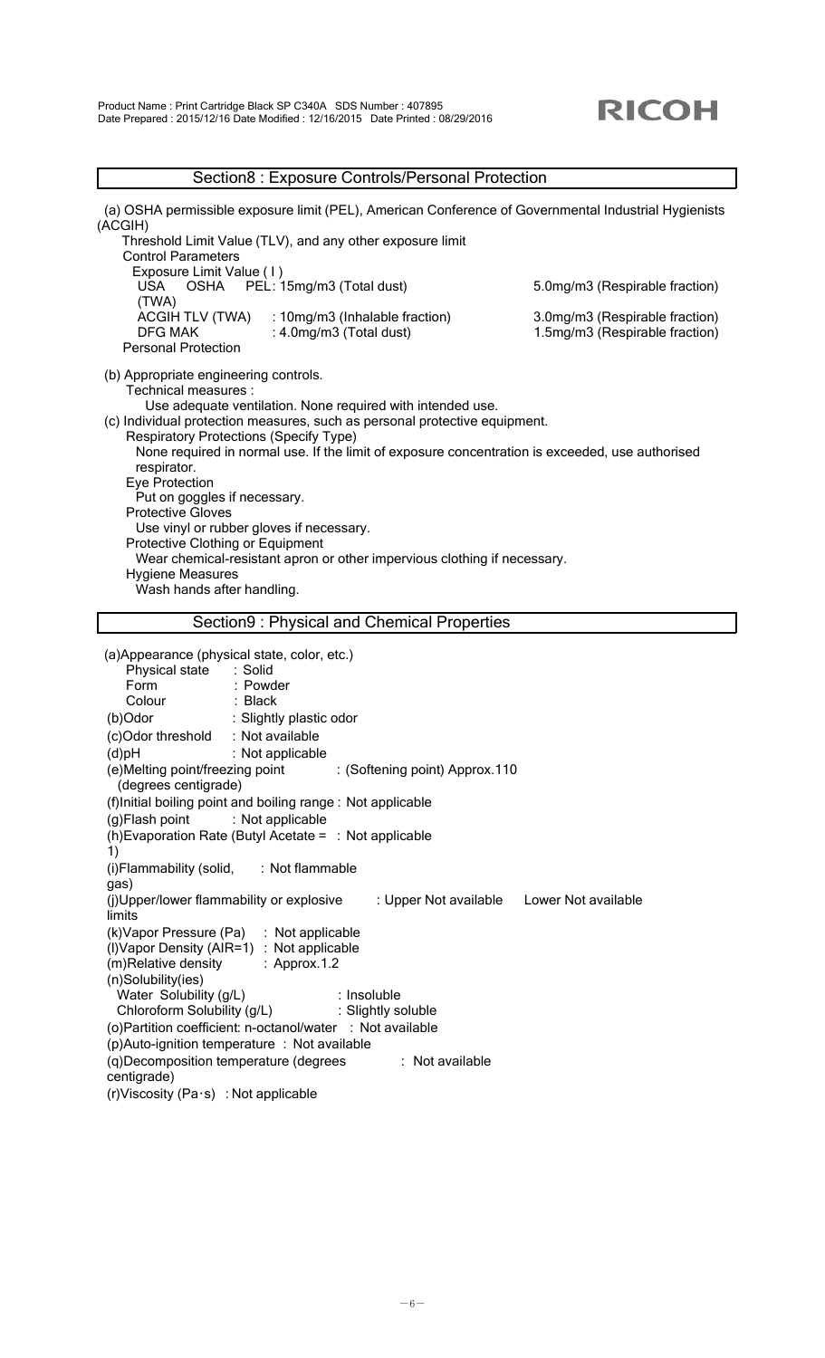## Section8 : Exposure Controls/Personal Protection

(a) OSHA permissible exposure limit (PEL), American Conference of Governmental Industrial Hygienists (ACGIH)

Threshold Limit Value (TLV), and any other exposure limit

Control Parameters

Exposure Limit Value ( I )

| | | |
|---|---|---|
| USA OSHA (TWA) | PEL: 15mg/m3 (Total dust) | 5.0mg/m3 (Respirable fraction) |
| ACGIH TLV (TWA) | : 10mg/m3 (Inhalable fraction) | 3.0mg/m3 (Respirable fraction) |
| DFG MAK | : 4.0mg/m3 (Total dust) | 1.5mg/m3 (Respirable fraction) |

Personal Protection

(b) Appropriate engineering controls.

Technical measures :

Use adequate ventilation. None required with intended use.

(c) Individual protection measures, such as personal protective equipment.

Respiratory Protections (Specify Type)

None required in normal use. If the limit of exposure concentration is exceeded, use authorised respirator.

Eye Protection

Put on goggles if necessary.

Protective Gloves

Use vinyl or rubber gloves if necessary.

Protective Clothing or Equipment

Wear chemical-resistant apron or other impervious clothing if necessary.

Hygiene Measures

Wash hands after handling.

## Section9 : Physical and Chemical Properties

(a)Appearance (physical state, color, etc.)

Physical state : Solid

Form : Powder

Colour : Black

(b)Odor : Slightly plastic odor

(c)Odor threshold : Not available

(d)pH : Not applicable

(e)Melting point/freezing point (degrees centigrade) : (Softening point) Approx.110

(f)Initial boiling point and boiling range : Not applicable

(g)Flash point : Not applicable

(h)Evaporation Rate (Butyl Acetate = 1) : Not applicable

(i)Flammability (solid, gas) : Not flammable

(j)Upper/lower flammability or explosive limits : Upper Not available Lower Not available

(k)Vapor Pressure (Pa) : Not applicable

(l)Vapor Density (AIR=1) : Not applicable

(m)Relative density : Approx.1.2

(n)Solubility(ies)

Water Solubility (g/L) : Insoluble

Chloroform Solubility (g/L) : Slightly soluble

(o)Partition coefficient: n-octanol/water : Not available

(p)Auto-ignition temperature : Not available

(q)Decomposition temperature (degrees centigrade) : Not available

(r)Viscosity (Pa·s) : Not applicable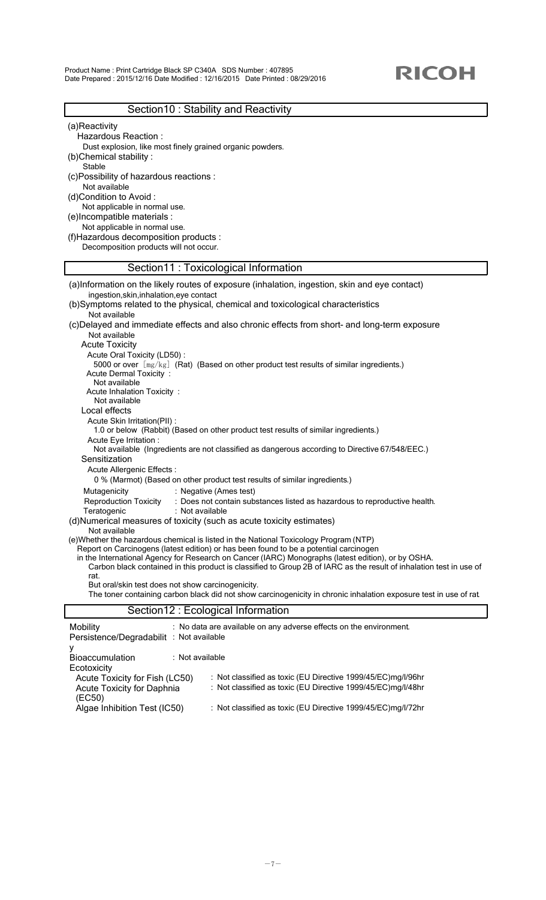## Section10 : Stability and Reactivity

(a)Reactivity

Hazardous Reaction :

Dust explosion, like most finely grained organic powders.

(b)Chemical stability :

Stable

(c)Possibility of hazardous reactions :

Not available

(d)Condition to Avoid :

Not applicable in normal use.

(e)Incompatible materials :

Not applicable in normal use.

(f)Hazardous decomposition products :

Decomposition products will not occur.

## Section11 : Toxicological Information

(a)Information on the likely routes of exposure (inhalation, ingestion, skin and eye contact)

ingestion,skin,inhalation,eye contact

(b)Symptoms related to the physical, chemical and toxicological characteristics

Not available

(c)Delayed and immediate effects and also chronic effects from short- and long-term exposure

Not available

Acute Toxicity

Acute Oral Toxicity (LD50) :

5000 or over [mg/kg] (Rat) (Based on other product test results of similar ingredients.)

Acute Dermal Toxicity :

Not available

Acute Inhalation Toxicity :

Not available

Local effects

Acute Skin Irritation(PII) :

1.0 or below (Rabbit) (Based on other product test results of similar ingredients.)

Acute Eye Irritation :

Not available (Ingredients are not classified as dangerous according to Directive 67/548/EEC.)

Sensitization

Acute Allergenic Effects :

0 % (Marmot) (Based on other product test results of similar ingredients.)

Mutagenicity : Negative (Ames test)

Reproduction Toxicity : Does not contain substances listed as hazardous to reproductive health.

Teratogenic : Not available

(d)Numerical measures of toxicity (such as acute toxicity estimates)

Not available

(e)Whether the hazardous chemical is listed in the National Toxicology Program (NTP) Report on Carcinogens (latest edition) or has been found to be a potential carcinogen in the International Agency for Research on Cancer (IARC) Monographs (latest edition), or by OSHA.

Carbon black contained in this product is classified to Group 2B of IARC as the result of inhalation test in use of rat.

But oral/skin test does not show carcinogenicity.

The toner containing carbon black did not show carcinogenicity in chronic inhalation exposure test in use of rat.

## Section12 : Ecological Information

Mobility : No data are available on any adverse effects on the environment.

Persistence/Degradability : Not available

Bioaccumulation : Not available

Ecotoxicity

Acute Toxicity for Fish (LC50) : Not classified as toxic (EU Directive 1999/45/EC)mg/l/96hr

Acute Toxicity for Daphnia (EC50) : Not classified as toxic (EU Directive 1999/45/EC)mg/l/48hr

Algae Inhibition Test (IC50) : Not classified as toxic (EU Directive 1999/45/EC)mg/l/72hr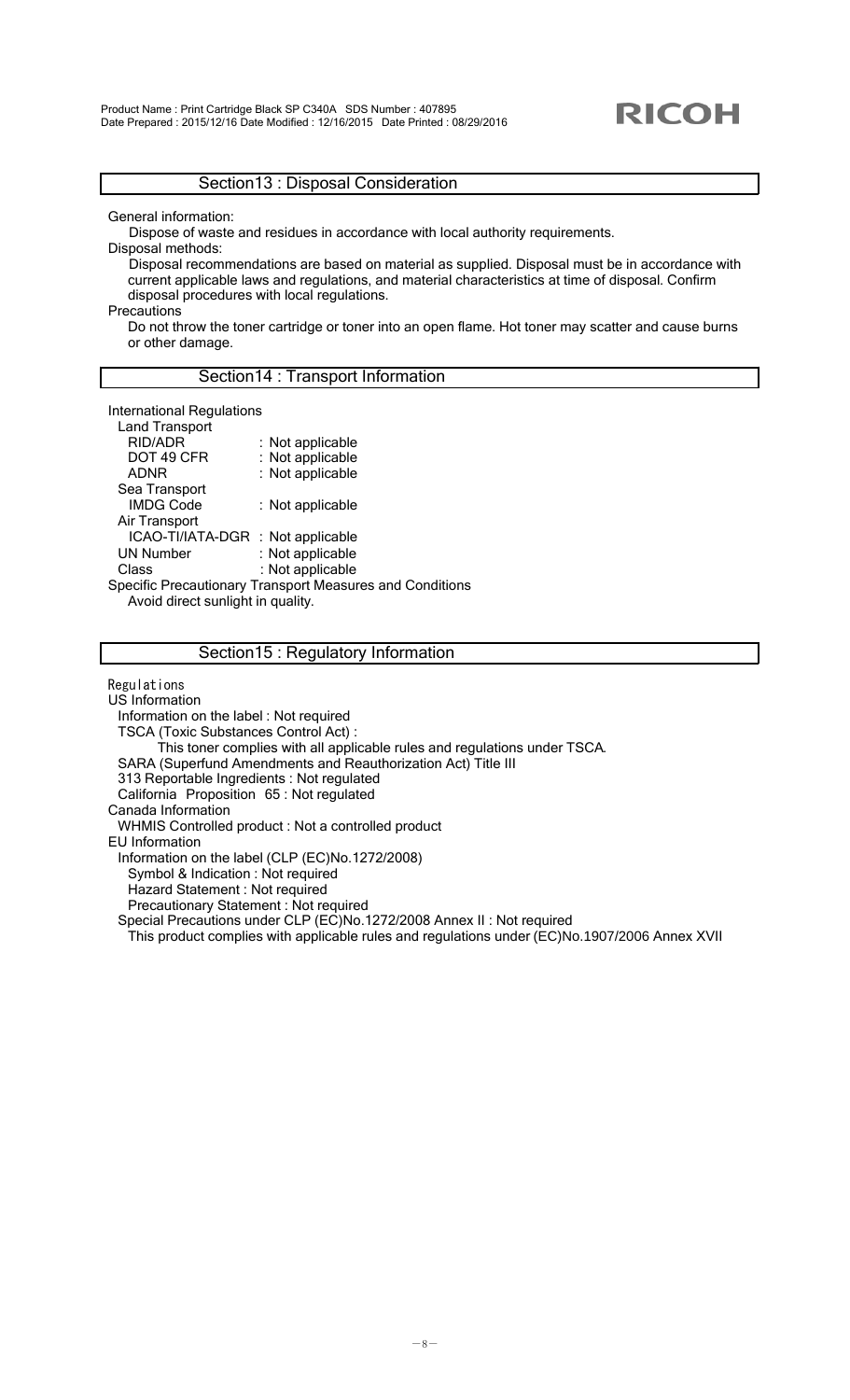## Section13 : Disposal Consideration

General information:

Dispose of waste and residues in accordance with local authority requirements.

Disposal methods:

Disposal recommendations are based on material as supplied. Disposal must be in accordance with current applicable laws and regulations, and material characteristics at time of disposal. Confirm disposal procedures with local regulations.

Precautions

Do not throw the toner cartridge or toner into an open flame. Hot toner may scatter and cause burns or other damage.

## Section14 : Transport Information

International Regulations

Land Transport

| | |
|---|---|
| RID/ADR | : Not applicable |
| DOT 49 CFR | : Not applicable |
| ADNR | : Not applicable |

Sea Transport

| | |
|---|---|
| IMDG Code | : Not applicable |

Air Transport

| | |
|---|---|
| ICAO-TI/IATA-DGR | : Not applicable |
| UN Number | : Not applicable |
| Class | : Not applicable |

Specific Precautionary Transport Measures and Conditions

Avoid direct sunlight in quality.

## Section15 : Regulatory Information

Regulations

US Information

Information on the label : Not required

TSCA (Toxic Substances Control Act) :

This toner complies with all applicable rules and regulations under TSCA.

SARA (Superfund Amendments and Reauthorization Act) Title III

313 Reportable Ingredients : Not regulated

California Proposition 65 : Not regulated

Canada Information

WHMIS Controlled product : Not a controlled product

EU Information

Information on the label (CLP (EC)No.1272/2008)

Symbol & Indication : Not required

Hazard Statement : Not required

Precautionary Statement : Not required

Special Precautions under CLP (EC)No.1272/2008 Annex II : Not required

This product complies with applicable rules and regulations under (EC)No.1907/2006 Annex XVII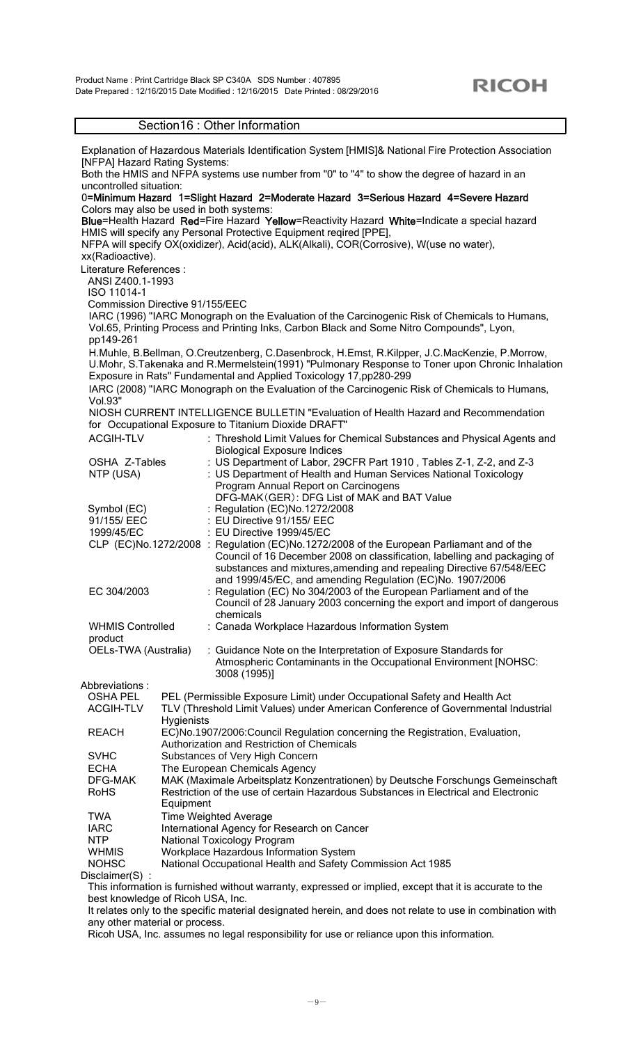## Section16 : Other Information

Explanation of Hazardous Materials Identification System [HMIS]& National Fire Protection Association [NFPA] Hazard Rating Systems:

Both the HMIS and NFPA systems use number from "0" to "4" to show the degree of hazard in an uncontrolled situation:

**0=Minimum Hazard 1=Slight Hazard 2=Moderate Hazard 3=Serious Hazard 4=Severe Hazard**

Colors may also be used in both systems:

**Blue**=Health Hazard **Red**=Fire Hazard **Yellow**=Reactivity Hazard **White**=Indicate a special hazard

HMIS will specify any Personal Protective Equipment reqired [PPE],

NFPA will specify OX(oxidizer), Acid(acid), ALK(Alkali), COR(Corrosive), W(use no water), xx(Radioactive).

Literature References :

ANSI Z400.1-1993

ISO 11014-1

Commission Directive 91/155/EEC

IARC (1996) "IARC Monograph on the Evaluation of the Carcinogenic Risk of Chemicals to Humans, Vol.65, Printing Process and Printing Inks, Carbon Black and Some Nitro Compounds", Lyon, pp149-261

H.Muhle, B.Bellman, O.Creutzenberg, C.Dasenbrock, H.Emst, R.Kilpper, J.C.MacKenzie, P.Morrow, U.Mohr, S.Takenaka and R.Mermelstein(1991) "Pulmonary Response to Toner upon Chronic Inhalation Exposure in Rats" Fundamental and Applied Toxicology 17,pp280-299

IARC (2008) "IARC Monograph on the Evaluation of the Carcinogenic Risk of Chemicals to Humans, Vol.93"

NIOSH CURRENT INTELLIGENCE BULLETIN "Evaluation of Health Hazard and Recommendation for Occupational Exposure to Titanium Dioxide DRAFT"

| | |
|---|---|
| ACGIH-TLV | : Threshold Limit Values for Chemical Substances and Physical Agents and Biological Exposure Indices |
| OSHA Z-Tables | : US Department of Labor, 29CFR Part 1910 , Tables Z-1, Z-2, and Z-3 |
| NTP (USA) | : US Department of Health and Human Services National Toxicology Program Annual Report on Carcinogens DFG-MAK(GER): DFG List of MAK and BAT Value |
| Symbol (EC) | : Regulation (EC)No.1272/2008 |
| 91/155/ EEC | : EU Directive 91/155/ EEC |
| 1999/45/EC | : EU Directive 1999/45/EC |
| CLP (EC)No.1272/2008 | : Regulation (EC)No.1272/2008 of the European Parliamant and of the Council of 16 December 2008 on classification, labelling and packaging of substances and mixtures,amending and repealing Directive 67/548/EEC and 1999/45/EC, and amending Regulation (EC)No. 1907/2006 |
| EC 304/2003 | : Regulation (EC) No 304/2003 of the European Parliament and of the Council of 28 January 2003 concerning the export and import of dangerous chemicals |
| WHMIS Controlled product | : Canada Workplace Hazardous Information System |
| OELs-TWA (Australia) | : Guidance Note on the Interpretation of Exposure Standards for Atmospheric Contaminants in the Occupational Environment [NOHSC: 3008 (1995)] |

Abbreviations :

| | |
|---|---|
| OSHA PEL | PEL (Permissible Exposure Limit) under Occupational Safety and Health Act |
| ACGIH-TLV | TLV (Threshold Limit Values) under American Conference of Governmental Industrial Hygienists |
| REACH | EC)No.1907/2006:Council Regulation concerning the Registration, Evaluation, Authorization and Restriction of Chemicals |
| SVHC | Substances of Very High Concern |
| ECHA | The European Chemicals Agency |
| DFG-MAK | MAK (Maximale Arbeitsplatz Konzentrationen) by Deutsche Forschungs Gemeinschaft |
| RoHS | Restriction of the use of certain Hazardous Substances in Electrical and Electronic Equipment |
| TWA | Time Weighted Average |
| IARC | International Agency for Research on Cancer |
| NTP | National Toxicology Program |
| WHMIS | Workplace Hazardous Information System |
| NOHSC | National Occupational Health and Safety Commission Act 1985 |

Disclaimer(S) :

This information is furnished without warranty, expressed or implied, except that it is accurate to the best knowledge of Ricoh USA, Inc.

It relates only to the specific material designated herein, and does not relate to use in combination with any other material or process.

Ricoh USA, Inc. assumes no legal responsibility for use or reliance upon this information.